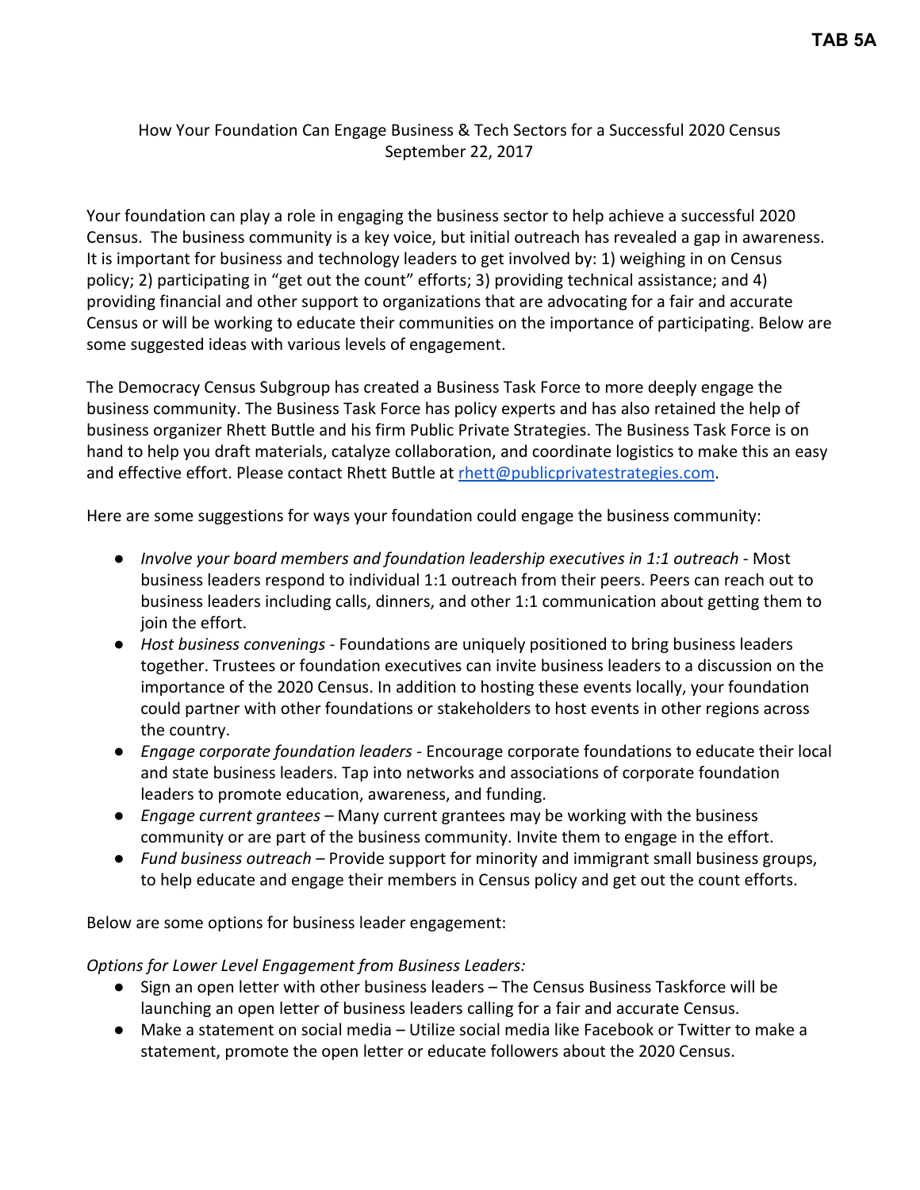**TAB 5A**

How Your Foundation Can Engage Business & Tech Sectors for a Successful 2020 Census
September 22, 2017

Your foundation can play a role in engaging the business sector to help achieve a successful 2020 Census. The business community is a key voice, but initial outreach has revealed a gap in awareness. It is important for business and technology leaders to get involved by: 1) weighing in on Census policy; 2) participating in "get out the count" efforts; 3) providing technical assistance; and 4) providing financial and other support to organizations that are advocating for a fair and accurate Census or will be working to educate their communities on the importance of participating. Below are some suggested ideas with various levels of engagement.

The Democracy Census Subgroup has created a Business Task Force to more deeply engage the business community. The Business Task Force has policy experts and has also retained the help of business organizer Rhett Buttle and his firm Public Private Strategies. The Business Task Force is on hand to help you draft materials, catalyze collaboration, and coordinate logistics to make this an easy and effective effort. Please contact Rhett Buttle at rhett@publicprivatestrategies.com.

Here are some suggestions for ways your foundation could engage the business community:

- *Involve your board members and foundation leadership executives in 1:1 outreach* - Most business leaders respond to individual 1:1 outreach from their peers. Peers can reach out to business leaders including calls, dinners, and other 1:1 communication about getting them to join the effort.
- *Host business convenings* - Foundations are uniquely positioned to bring business leaders together. Trustees or foundation executives can invite business leaders to a discussion on the importance of the 2020 Census. In addition to hosting these events locally, your foundation could partner with other foundations or stakeholders to host events in other regions across the country.
- *Engage corporate foundation leaders* - Encourage corporate foundations to educate their local and state business leaders. Tap into networks and associations of corporate foundation leaders to promote education, awareness, and funding.
- *Engage current grantees* – Many current grantees may be working with the business community or are part of the business community. Invite them to engage in the effort.
- *Fund business outreach* – Provide support for minority and immigrant small business groups, to help educate and engage their members in Census policy and get out the count efforts.

Below are some options for business leader engagement:

*Options for Lower Level Engagement from Business Leaders:*

- Sign an open letter with other business leaders – The Census Business Taskforce will be launching an open letter of business leaders calling for a fair and accurate Census.
- Make a statement on social media – Utilize social media like Facebook or Twitter to make a statement, promote the open letter or educate followers about the 2020 Census.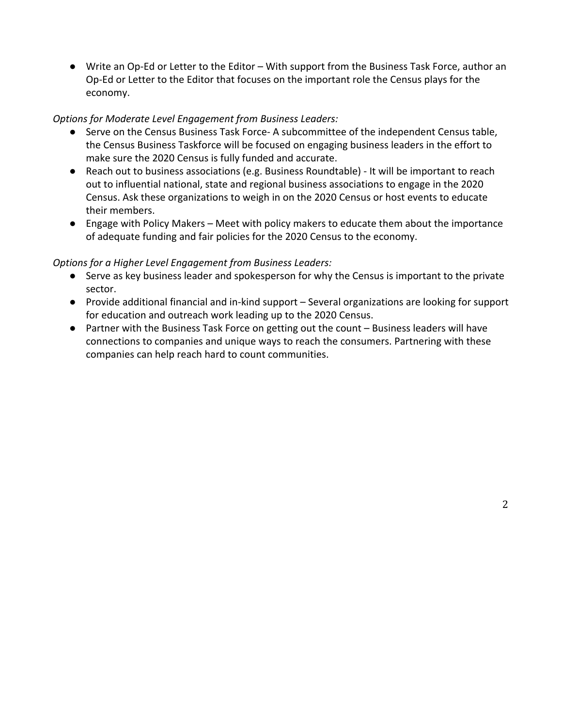- Write an Op-Ed or Letter to the Editor – With support from the Business Task Force, author an Op-Ed or Letter to the Editor that focuses on the important role the Census plays for the economy.

*Options for Moderate Level Engagement from Business Leaders:*

- Serve on the Census Business Task Force- A subcommittee of the independent Census table, the Census Business Taskforce will be focused on engaging business leaders in the effort to make sure the 2020 Census is fully funded and accurate.
- Reach out to business associations (e.g. Business Roundtable) - It will be important to reach out to influential national, state and regional business associations to engage in the 2020 Census. Ask these organizations to weigh in on the 2020 Census or host events to educate their members.
- Engage with Policy Makers – Meet with policy makers to educate them about the importance of adequate funding and fair policies for the 2020 Census to the economy.

*Options for a Higher Level Engagement from Business Leaders:*

- Serve as key business leader and spokesperson for why the Census is important to the private sector.
- Provide additional financial and in-kind support – Several organizations are looking for support for education and outreach work leading up to the 2020 Census.
- Partner with the Business Task Force on getting out the count – Business leaders will have connections to companies and unique ways to reach the consumers. Partnering with these companies can help reach hard to count communities.